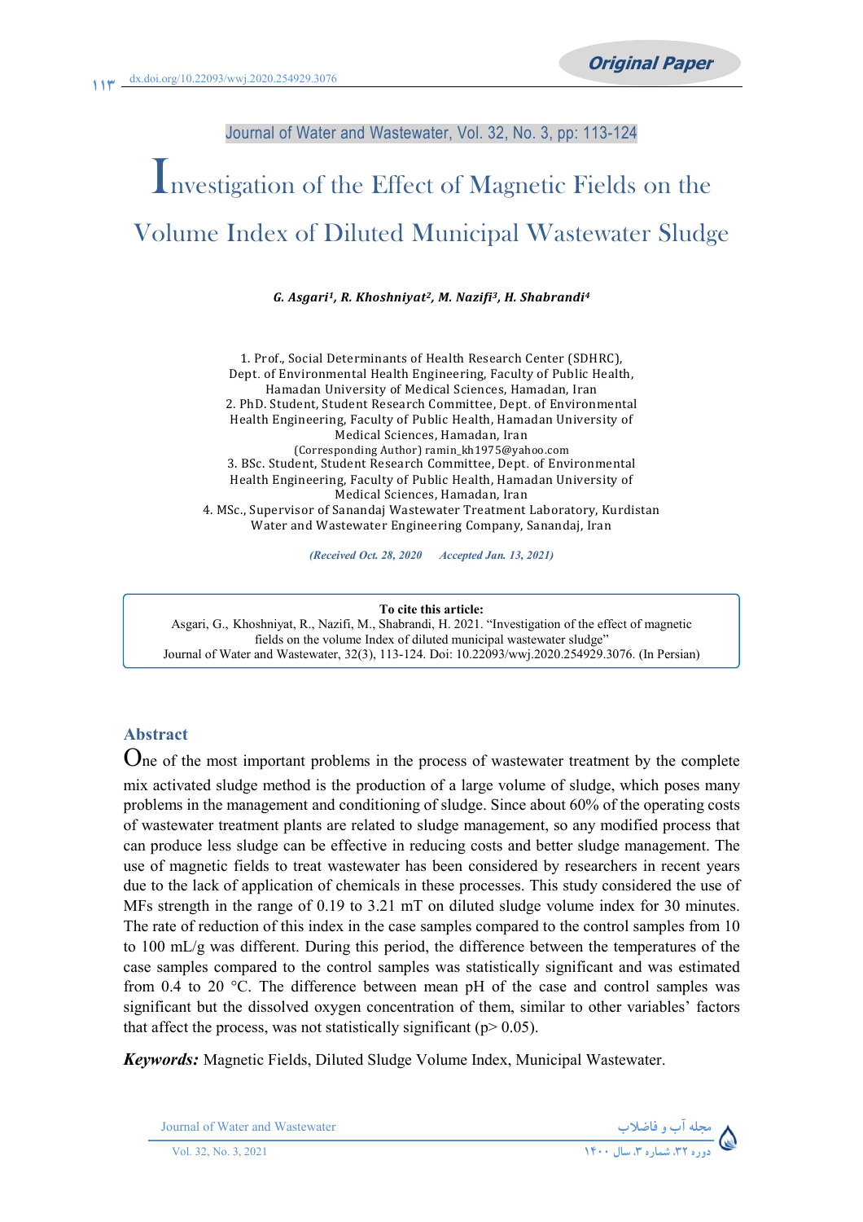Original Paper

dx.doi.org/10.22093/wwj.2020.254929.3076

# Investigation of the Effect of Magnetic Fields on the Volume Index of Diluted Municipal Wastewater Sludge

***G. Asgari[1], R. Khoshniyat[2], M. Nazifi[3], H. Shabrandi[4]***

1. Prof., Social Determinants of Health Research Center (SDHRC), Dept. of Environmental Health Engineering, Faculty of Public Health, Hamadan University of Medical Sciences, Hamadan, Iran
2. PhD. Student, Student Research Committee, Dept. of Environmental Health Engineering, Faculty of Public Health, Hamadan University of Medical Sciences, Hamadan, Iran
(Corresponding Author) ramin_kh1975@yahoo.com
3. BSc. Student, Student Research Committee, Dept. of Environmental Health Engineering, Faculty of Public Health, Hamadan University of Medical Sciences, Hamadan, Iran
4. MSc., Supervisor of Sanandaj Wastewater Treatment Laboratory, Kurdistan Water and Wastewater Engineering Company, Sanandaj, Iran

*(Received Oct. 28, 2020 Accepted Jan. 13, 2021)*

**To cite this article:**
Asgari, G., Khoshniyat, R., Nazifi, M., Shabrandi, H. 2021. "Investigation of the effect of magnetic fields on the volume Index of diluted municipal wastewater sludge" Journal of Water and Wastewater, 32(3), 113-124. Doi: 10.22093/wwj.2020.254929.3076. (In Persian)

## Abstract

One of the most important problems in the process of wastewater treatment by the complete mix activated sludge method is the production of a large volume of sludge, which poses many problems in the management and conditioning of sludge. Since about 60% of the operating costs of wastewater treatment plants are related to sludge management, so any modified process that can produce less sludge can be effective in reducing costs and better sludge management. The use of magnetic fields to treat wastewater has been considered by researchers in recent years due to the lack of application of chemicals in these processes. This study considered the use of MFs strength in the range of 0.19 to 3.21 mT on diluted sludge volume index for 30 minutes. The rate of reduction of this index in the case samples compared to the control samples from 10 to 100 mL/g was different. During this period, the difference between the temperatures of the case samples compared to the control samples was statistically significant and was estimated from 0.4 to 20 °C. The difference between mean pH of the case and control samples was significant but the dissolved oxygen concentration of them, similar to other variables' factors that affect the process, was not statistically significant ($p > 0.05$).

***Keywords:*** Magnetic Fields, Diluted Sludge Volume Index, Municipal Wastewater.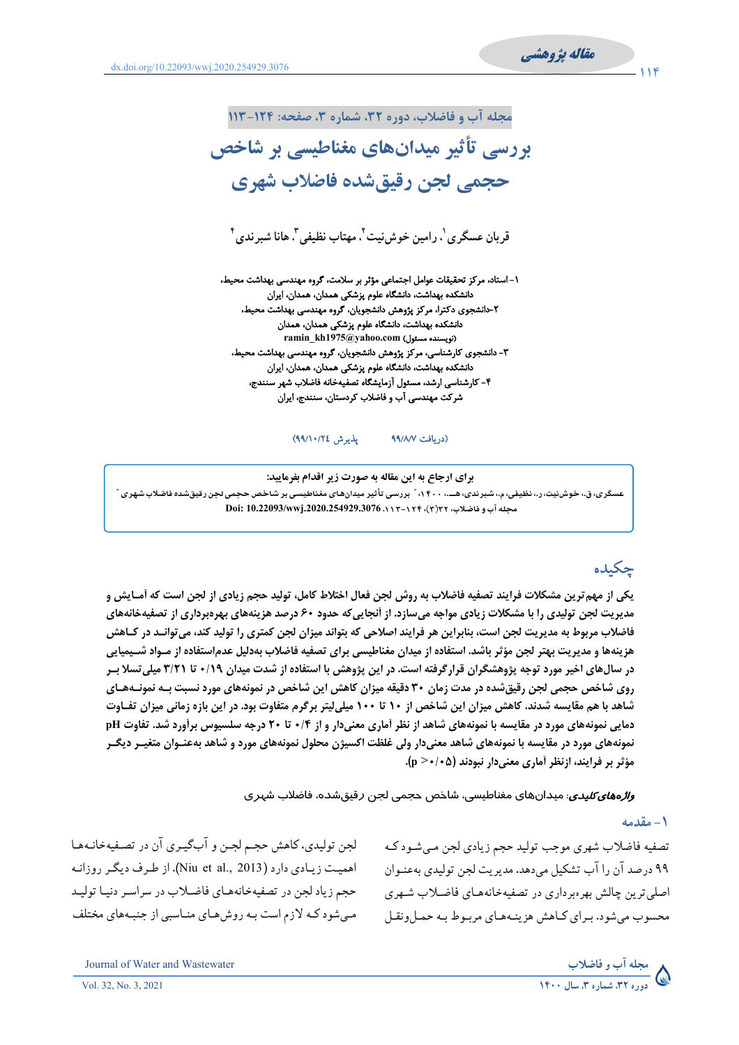مقاله پژوهشی

dx.doi.org/10.22093/wwj.2020.254929.3076

مجله آب و فاضلاب، دوره ۳۲، شماره ۳، صفحه: ۱۲۴-۱۱۳

# بررسی تأثیر میدان‌های مغناطیسی بر شاخص حجمی لجن رقیق‌شده فاضلاب شهری

قربان عسگری[۱]، رامین خوش‌نیت[۲]، مهتاب نظیفی[۳]، هانا شبرندی[۴]

۱- استاد، مرکز تحقیقات عوامل اجتماعی مؤثر بر سلامت، گروه مهندسی بهداشت محیط، دانشکده بهداشت، دانشگاه علوم پزشکی همدان، همدان، ایران

۲-دانشجوی دکترا، مرکز پژوهش دانشجویان، گروه مهندسی بهداشت محیط، دانشکده بهداشت، دانشگاه علوم پزشکی همدان، همدان

ramin_kh1975@yahoo.com (نویسنده مسئول)

۳- دانشجوی کارشناسی، مرکز پژوهش دانشجویان، گروه مهندسی بهداشت محیط، دانشکده بهداشت، دانشگاه علوم پزشکی همدان، همدان، ایران

۴- کارشناسی ارشد، مسئول آزمایشگاه تصفیه‌خانه فاضلاب شهر سنندج، شرکت مهندسی آب و فاضلاب کردستان، سنندج، ایران

(دریافت ۹۹/۸/۷ پذیرش ۹۹/۱۰/۲٤)

**برای ارجاع به این مقاله به صورت زیر اقدام بفرمایید:**

عسگری، ق.، خوش‌نیت، ر.، نظیفی، م.، شبرندی، هـ.، ۱۴۰۰، " بررسی تأثیر میدان‌های مغناطیسی بر شاخص حجمی لجن رقیق‌شده فاضلاب شهری " مجله آب و فاضلاب، ۳۲(۳)، ۱۲۴-۱۱۳. **Doi: 10.22093/wwj.2020.254929.3076**

## چکیده

**یکی از مهم‌ترین مشکلات فرایند تصفیه فاضلاب به روش لجن فعال اختلاط کامل، تولید حجم زیادی از لجن است که آمـایش و مدیریت لجن تولیدی را با مشکلات زیادی مواجه می‌سازد. از آنجایی‌که حدود ۶۰ درصد هزینه‌های بهره‌برداری از تصفیه‌خانه‌های فاضلاب مربوط به مدیریت لجن است، بنابراین هر فرایند اصلاحی که بتواند میزان لجن کمتری را تولید کند، می‌توانـد در کـاهش هزینه‌ها و مدیریت بهتر لجن مؤثر باشد. استفاده از میدان مغناطیسی برای تصفیه فاضلاب به‌دلیل عدم‌استفاده از مـواد شـیمیایی در سال‌های اخیر مورد توجه پژوهشگران قرارگرفته است. در این پژوهش با استفاده از شدت میدان ۰/۱۹ تا ۳/۲۱ میلی‌تسلا بـر روی شاخص حجمی لجن رقیق‌شده میزان کاهش این شاخص در نمونه‌های مورد نسبت بـه نمونـه‌هـای شاهد با هم مقایسه شدند. کاهش میزان این شاخص از ۱۰ تا ۱۰۰ میلی‌لیتر برگرم متفاوت بود. در این بازه زمانی میزان تفـاوت دمایی نمونه‌های مورد در مقایسه با نمونه‌های شاهد از نظر آماری معنی‌دار و از ۰/۴ تا ۲۰ درجه سلسیوس برآورد شد. تفاوت pH نمونه‌های مورد در مقایسه با نمونه‌های شاهد معنی‌دار ولی غلظت اکسیژن محلول نمونه‌های مورد و شاهد به‌عنـوان متغیـر دیگـر مؤثر بر فرایند، ازنظر آماری معنی‌دار نبودند ($p > 0/05$).**

***واژه‌های کلیدی***: میدان‌های مغناطیسی، شاخص حجمی لجن رقیق‌شده، فاضلاب شهری

## ۱- مقدمه

تصفیه فاضلاب شهری موجب تولید حجم زیادی لجن مـی‌شـود کـه ۹۹ درصد آن را آب تشکیل می‌دهد. مدیریت لجن تولیدی به‌عنـوان اصلی‌ترین چالش بهره‌برداری در تصفیه‌خانه‌های فاضلاب شـهری محسوب می‌شود. بـرای کـاهش هزینـه‌های مربـوط بـه حمـل‌ونقـل لجن تولیدی، کاهش حجـم لجـن و آب‌گیـری آن در تصـفیه‌خانـه‌هـا اهمیـت زیـادی دارد (Niu et al., 2013). از طـرف دیگـر روزانـه حجم زیاد لجن در تصفیه‌خانه‌هـای فاضـلاب در سراسـر دنیـا تولیـد می‌شود که لازم است بـه روش‌هـای مناسبی از جنبـه‌های مختلف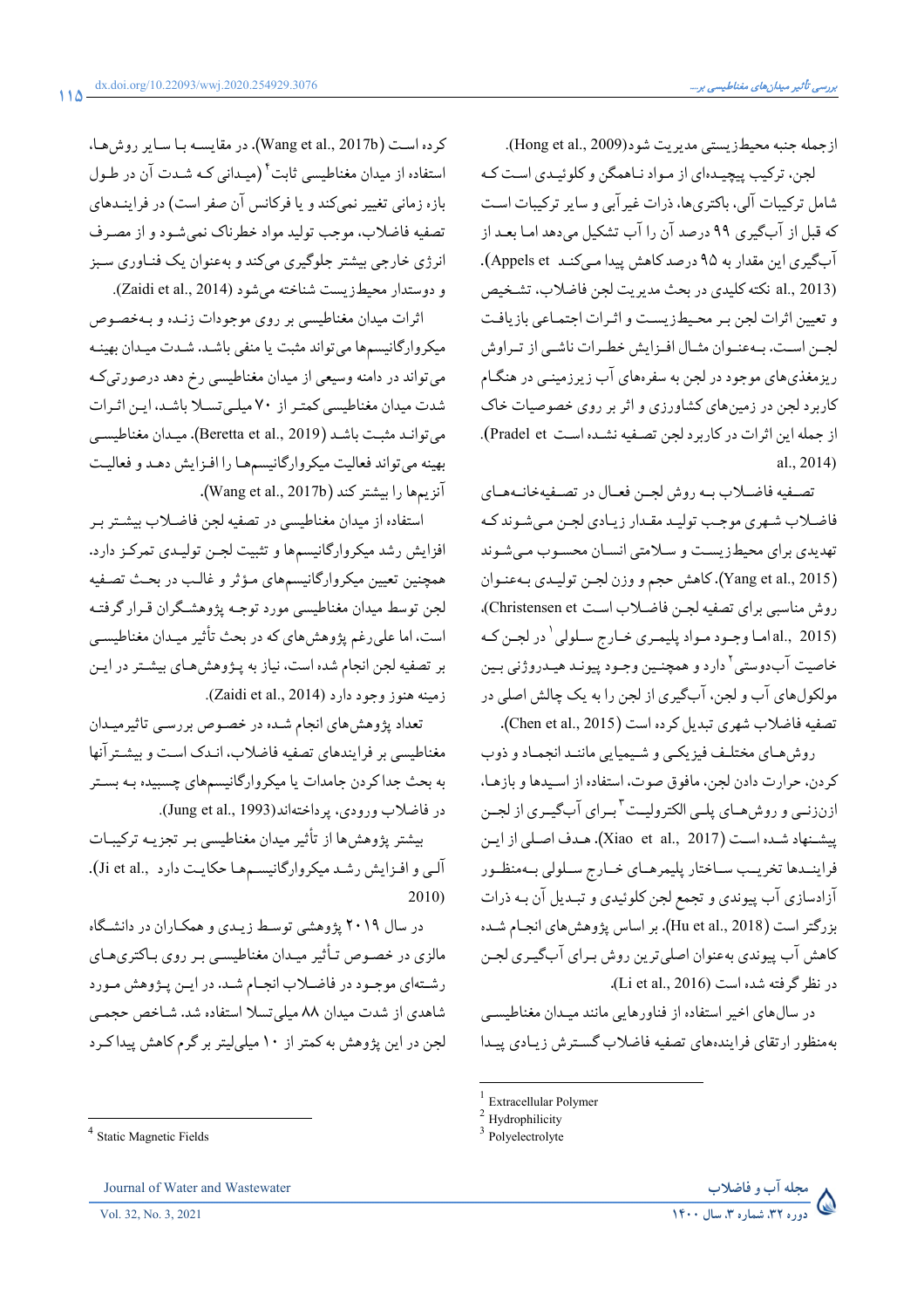ازجمله جنبه محیط‌زیستی مدیریت شود(Hong et al., 2009).

لجن، ترکیب پیچیده‌ای از مواد ناهمگن و کلوئیدی است که شامل ترکیبات آلی، باکتری‌ها، ذرات غیرآبی و سایر ترکیبات است که قبل از آبگیری ۹۹ درصد آن را آب تشکیل می‌دهد اما بعد از آبگیری این مقدار به ۹۵ درصد کاهش پیدا می‌کند (Appels et al., 2013). نکته کلیدی در بحث مدیریت لجن فاضلاب، تشخیص و تعیین اثرات لجن بر محیط‌زیست و اثرات اجتماعی بازیافت لجن است. به‌عنوان مثال افزایش خطرات ناشی از تراوش ریزمغذی‌های موجود در لجن به سفره‌های آب زیرزمینی در هنگام کاربرد لجن در زمین‌های کشاورزی و اثر بر روی خصوصیات خاک از جمله این اثرات در کاربرد لجن تصفیه نشده است (Pradel et al., 2014)

تصفیه فاضلاب به روش لجن فعال در تصفیه‌خانه‌های فاضلاب شهری موجب تولید مقدار زیادی لجن می‌شوند که تهدیدی برای محیط‌زیست و سلامتی انسان محسوب می‌شوند (Yang et al., 2015). کاهش حجم و وزن لجن تولیدی به‌عنوان روش مناسبی برای تصفیه لجن فاضلاب است (Christensen et al., 2015) اما وجود مواد پلیمری خارج سلولی[1] در لجن که خاصیت آب‌دوستی[2] دارد و همچنین وجود پیوند هیدروژنی بین مولکول‌های آب و لجن، آبگیری از لجن را به یک چالش اصلی در تصفیه فاضلاب شهری تبدیل کرده است (Chen et al., 2015).

روش‌های مختلف فیزیکی و شیمیایی مانند انجماد و ذوب کردن، حرارت دادن لجن، مافوق صوت، استفاده از اسیدها و بازها، ازن‌زنی و روش‌های پلی الکترولیت[3] برای آبگیری از لجن پیشنهاد شده است (Xiao et al., 2017). هدف اصلی از این فرایندها تخریب ساختار پلیمرهای خارج سلولی به‌منظور آزادسازی آب پیوندی و تجمع لجن کلوئیدی و تبدیل آن به ذرات بزرگتر است (Hu et al., 2018). بر اساس پژوهش‌های انجام شده کاهش آب پیوندی به‌عنوان اصلی‌ترین روش برای آبگیری لجن در نظر گرفته شده است (Li et al., 2016).

در سال‌های اخیر استفاده از فناورهایی مانند میدان مغناطیسی به‌منظور ارتقای فرایندهای تصفیه فاضلاب گسترش زیادی پیدا کرده است (Wang et al., 2017b). در مقایسه با سایر روش‌ها، استفاده از میدان مغناطیسی ثابت[4] (میدانی که شدت آن در طول بازه زمانی تغییر نمی‌کند و یا فرکانس آن صفر است) در فرایندهای تصفیه فاضلاب، موجب تولید مواد خطرناک نمی‌شود و از مصرف انرژی خارجی بیشتر جلوگیری می‌کند و به‌عنوان یک فناوری سبز و دوستدار محیط‌زیست شناخته می‌شود (Zaidi et al., 2014).

اثرات میدان مغناطیسی بر روی موجودات زنده و به‌خصوص میکروارگانیسم‌ها می‌تواند مثبت یا منفی باشد. شدت میدان بهینه می‌تواند در دامنه وسیعی از میدان مغناطیسی رخ دهد درصورتی‌که شدت میدان مغناطیسی کمتر از ۷۰ میلی‌تسلا باشد، این اثرات می‌توانند مثبت باشد (Beretta et al., 2019). میدان مغناطیسی بهینه می‌تواند فعالیت میکروارگانیسم‌ها را افزایش دهد و فعالیت آنزیم‌ها را بیشتر کند (Wang et al., 2017b).

استفاده از میدان مغناطیسی در تصفیه لجن فاضلاب بیشتر بر افزایش رشد میکروارگانیسم‌ها و تثبیت لجن تولیدی تمرکز دارد. همچنین تعیین میکروارگانیسم‌های مؤثر و غالب در بحث تصفیه لجن توسط میدان مغناطیسی مورد توجه پژوهشگران قرار گرفته است، اما علی‌رغم پژوهش‌های که در بحث تأثیر میدان مغناطیسی بر تصفیه لجن انجام شده است، نیاز به پژوهش‌های بیشتر در این زمینه هنوز وجود دارد (Zaidi et al., 2014).

تعداد پژوهش‌های انجام شده در خصوص بررسی تاثیرمیدان مغناطیسی بر فرایندهای تصفیه فاضلاب، اندک است و بیشترآنها به بحث جداکردن جامدات یا میکروارگانیسم‌های چسبیده به بستر در فاضلاب ورودی، پرداخته‌اند(Jung et al., 1993).

بیشتر پژوهش‌ها از تأثیر میدان مغناطیسی بر تجزیه ترکیبات آلی و افزایش رشد میکروارگانیسم‌ها حکایت دارد (Ji et al., 2010).

در سال ۲۰۱۹ پژوهشی توسط زیدی و همکاران در دانشگاه مالزی در خصوص تأثیر میدان مغناطیسی بر روی باکتری‌های رشته‌ای موجود در فاضلاب انجام شد. در این پژوهش مورد شاهدی از شدت میدان ۸۸ میلی‌تسلا استفاده شد. شاخص حجمی لجن در این پژوهش به کمتر از ۱۰ میلی‌لیتر بر گرم کاهش پیدا کرد

---

[1] Extracellular Polymer

[2] Hydrophilicity

[3] Polyelectrolyte

[4] Static Magnetic Fields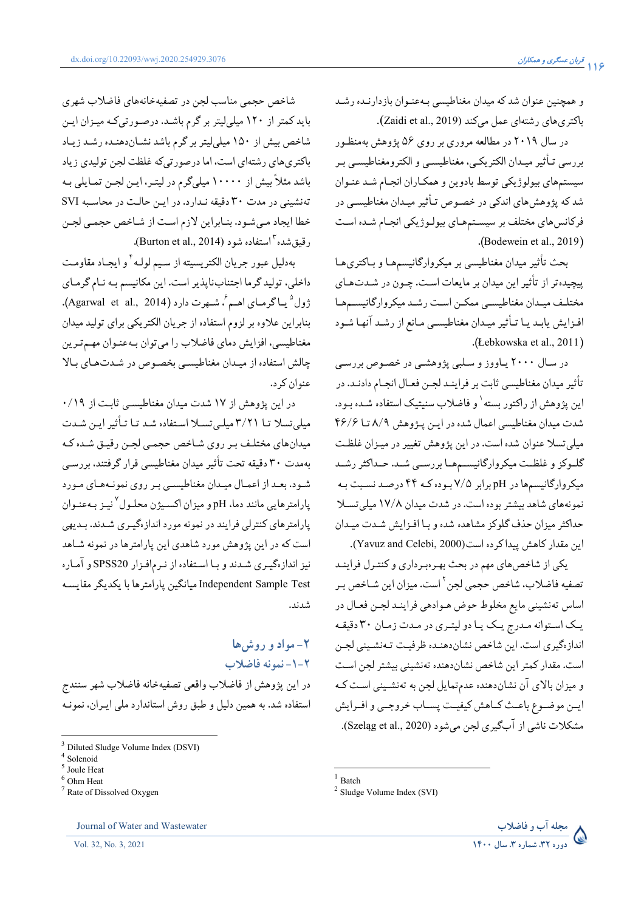و همچنین عنوان شد که میدان مغناطیسی به‌عنوان بازدارنده رشد باکتری‌های رشته‌ای عمل می‌کند (Zaidi et al., 2019).

در سال ۲۰۱۹ در مطالعه مروری بر روی ۵۶ پژوهش به‌منظور بررسی تأثیر میدان الکتریکی، مغناطیسی و الکترومغناطیسی بر سیستم‌های بیولوژیکی توسط بادوین و همکاران انجام شد عنوان شد که پژوهش‌های اندکی در خصوص تأثیر میدان مغناطیسی در فرکانس‌های مختلف بر سیستم‌های بیولوژیکی انجام شده است (Bodewein et al., 2019).

بحث تأثیر میدان مغناطیسی بر میکروارگانیسم‌ها و باکتری‌ها پیچیده‌تر از تأثیر این میدان بر مایعات است. چون در شدت‌های مختلف میدان مغناطیسی ممکن است رشد میکروارگانیسم‌ها افزایش یابد یا تأثیر میدان مغناطیسی مانع از رشد آنها شود (Łebkowska et al., 2011).

در سال ۲۰۰۰ یاووز و سلبی پژوهشی در خصوص بررسی تأثیر میدان مغناطیسی ثابت بر فرایند لجن فعال انجام دادند. در این پژوهش از راکتور بسته[1] و فاضلاب سنتیک استفاده شده بود. شدت میدان مغناطیسی اعمال شده در این پژوهش ۸/۹ تا ۴۶/۶ میلی‌تسلا عنوان شده است. در این پژوهش تغییر در میزان غلظت گلوکز و غلظت میکروارگانیسم‌ها بررسی شد. حداکثر رشد میکروارگانیسم‌ها در pH برابر ۷/۵ بوده که ۴۴ درصد نسبت به نمونه‌های شاهد بیشتر بوده است. در شدت میدان ۱۷/۸ میلی‌تسلا حداکثر میزان حذف گلوکز مشاهده شده و با افزایش شدت میدان این مقدار کاهش پیدا کرده است(Yavuz and Celebi, 2000).

یکی از شاخص‌های مهم در بحث بهره‌برداری و کنترل فرایند تصفیه فاضلاب، شاخص حجمی لجن[2] است. میزان این شاخص بر اساس ته‌نشینی مایع مخلوط حوض هوادهی فرایند لجن فعال در یک استوانه مدرج یک یا دو لیتری در مدت زمان ۳۰ دقیقه اندازه‌گیری است. این شاخص نشان‌دهنده ظرفیت ته‌نشینی لجن است. مقدار کمتر این شاخص نشان‌دهنده ته‌نشینی بیشتر لجن است و میزان بالای آن نشان‌دهنده عدم‌تمایل لجن به ته‌نشینی است که این موضوع باعث کاهش کیفیت پساب خروجی و افزایش مشکلات ناشی از آبگیری لجن می‌شود (Szeląg et al., 2020).

شاخص حجمی مناسب لجن در تصفیه‌خانه‌های فاضلاب شهری باید کمتر از ۱۲۰ میلی‌لیتر بر گرم باشد. درصورتی‌که میزان این شاخص بیش از ۱۵۰ میلی‌لیتر بر گرم باشد نشان‌دهنده رشد زیاد باکتری‌های رشته‌ای است، اما درصورتی‌که غلظت لجن تولیدی زیاد باشد مثلاً بیش از ۱۰۰۰۰ میلی‌گرم در لیتر، این لجن تمایلی به ته‌نشینی در مدت ۳۰ دقیقه ندارد. در این حالت در محاسبه SVI خطا ایجاد می‌شود. بنابراین لازم است از شاخص حجمی لجن رقیق‌شده[3] استفاده شود (Burton et al., 2014).

به‌دلیل عبور جریان الکتریسیته از سیم لوله[4] و ایجاد مقاومت داخلی، تولید گرما اجتناب‌ناپذیر است. این مکانیسم به نام گرمای ژول[5] یا گرمای اهم[6]، شهرت دارد (Agarwal et al., 2014). بنابراین علاوه بر لزوم استفاده از جریان الکتریکی برای تولید میدان مغناطیسی، افزایش دمای فاضلاب را می‌توان به‌عنوان مهم‌ترین چالش استفاده از میدان مغناطیسی بخصوص در شدت‌های بالا عنوان کرد.

در این پژوهش از ۱۷ شدت میدان مغناطیسی ثابت از ۰/۱۹ میلی‌تسلا تا ۳/۲۱ میلی‌تسلا استفاده شد تا تأثیر این شدت میدان‌های مختلف بر روی شاخص حجمی لجن رقیق شده که به‌مدت ۳۰ دقیقه تحت تأثیر میدان مغناطیسی قرار گرفتند، بررسی شود. بعد از اعمال میدان مغناطیسی بر روی نمونه‌های مورد پارامترهایی مانند دما، pH و میزان اکسیژن محلول[7] نیز به‌عنوان پارامترهای کنترلی فرایند در نمونه مورد اندازه‌گیری شدند. بدیهی است که در این پژوهش مورد شاهدی این پارامترها در نمونه شاهد نیز اندازه‌گیری شدند و با استفاده از نرم‌افزار SPSS20 و آماره Independent Sample Test میانگین پارامترها با یکدیگر مقایسه شدند.

## ۲- مواد و روش‌ها

### ۲-۱- نمونه فاضلاب

در این پژوهش از فاضلاب واقعی تصفیه‌خانه فاضلاب شهر سنندج استفاده شد. به همین دلیل و طبق روش استاندارد ملی ایران، نمونه

---

[1] Batch
[2] Sludge Volume Index (SVI)
[3] Diluted Sludge Volume Index (DSVI)
[4] Solenoid
[5] Joule Heat
[6] Ohm Heat
[7] Rate of Dissolved Oxygen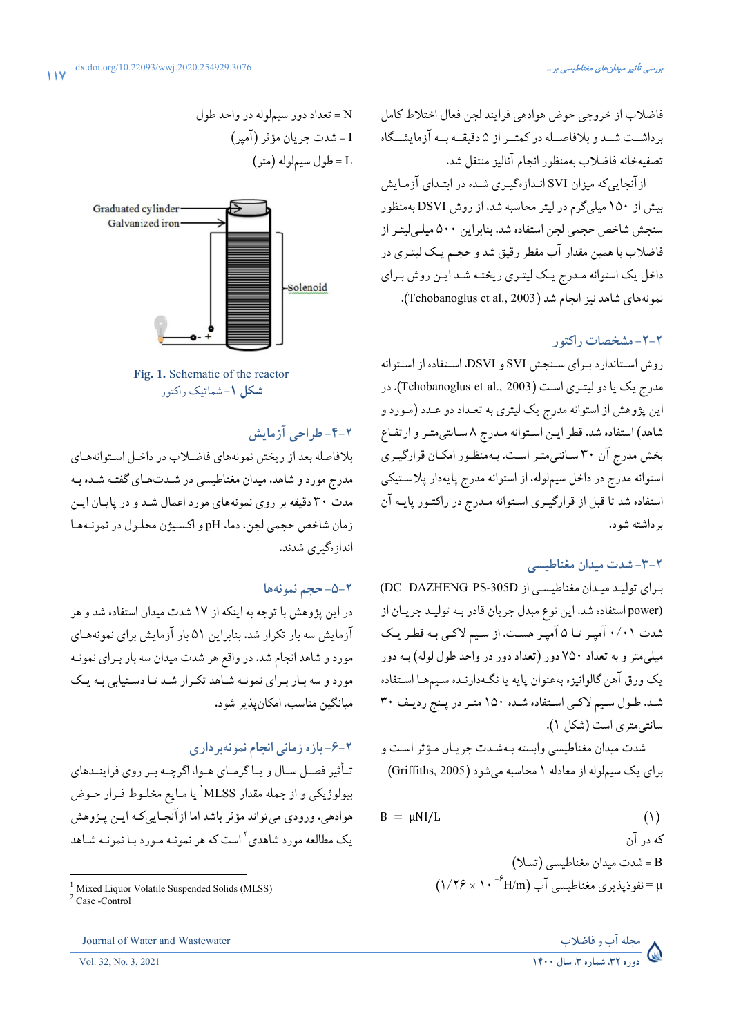فاضلاب از خروجی حوض هوادهی فرایند لجن فعال اختلاط کامل برداشت شد و بلافاصله درکمتر از ۵ دقیقه به آزمایشگاه تصفیه‌خانه فاضلاب به‌منظور انجام آنالیز منتقل شد.

ازآنجایی‌که میزان SVI اندازه‌گیری شده در ابتدای آزمایش بیش از ۱۵۰ میلی‌گرم در لیتر محاسبه شد، از روش DSVI به‌منظور سنجش شاخص حجمی لجن استفاده شد. بنابراین ۵۰۰ میلی‌لیتر از فاضلاب با همین مقدار آب مقطر رقیق شد و حجم یک لیتری در داخل یک استوانه مدرج یک لیتری ریخته شد این روش برای نمونه‌های شاهد نیز انجام شد (Tchobanoglus et al., 2003).

## ۲-۲- مشخصات راکتور

روش استاندارد برای سنجش SVI و DSVI، استفاده از استوانه مدرج یک یا دو لیتری است (Tchobanoglus et al., 2003). در این پژوهش از استوانه مدرج یک لیتری به تعداد دو عدد (مورد و شاهد) استفاده شد. قطر این استوانه مدرج ۸ سانتی‌متر و ارتفاع بخش مدرج آن ۳۰ سانتی‌متر است. به‌منظور امکان قرارگیری استوانه مدرج در داخل سیم‌لوله، از استوانه مدرج پایه‌دار پلاستیکی استفاده شد تا قبل از قرارگیری استوانه مدرج در راکتور پایه آن برداشته شود.

## ۲-۳- شدت میدان مغناطیسی

برای تولید میدان مغناطیسی از (DC DAZHENG PS-305D power) استفاده شد. این نوع منبع جریان قادر به تولید جریان از شدت ۰/۰۱ آمپر تا ۵ آمپر هست. از سیم لاکی به قطر یک میلی‌متر و به تعداد ۷۵۰ دور (تعداد دور در واحد طول لوله) به دور یک ورق آهن گالوانیزه به‌عنوان پایه یا نگه‌دارنده سیم‌ها استفاده شد. طول سیم لاکی استفاده شده ۱۵۰ متر در پنج ردیف ۳۰ سانتی‌متری است (شکل ۱).

شدت میدان مغناطیسی وابسته به‌شدت جریان مؤثر است و برای یک سیم‌لوله از معادله ۱ محاسبه می‌شود (Griffiths, 2005)

$$B = \mu NI/L \qquad (1)$$

که در آن

B = شدت میدان مغناطیسی (تسلا)

μ = نفوذپذیری مغناطیسی آب ($1/26 \times 10^{-6}$ H/m)

N = تعداد دور سیم‌لوله در واحد طول

I = شدت جریان مؤثر (آمپر)

L = طول سیم‌لوله (متر)

**Fig. 1.** Schematic of the reactor

**شکل ۱**- شماتیک راکتور

## ۲-۴- طراحی آزمایش

بلافاصله بعد از ریختن نمونه‌های فاضلاب در داخل استوانه‌های مدرج مورد و شاهد، میدان مغناطیسی در شدت‌های گفته شده به مدت ۳۰ دقیقه بر روی نمونه‌های مورد اعمال شد و در پایان این زمان شاخص حجمی لجن، دما، pH و اکسیژن محلول در نمونه‌ها اندازه‌گیری شدند.

## ۲-۵- حجم نمونه‌ها

در این پژوهش با توجه به اینکه از ۱۷ شدت میدان استفاده شد و هر آزمایش سه بار تکرار شد. بنابراین ۵۱ بار آزمایش برای نمونه‌های مورد و شاهد انجام شد. در واقع هر شدت میدان سه بار برای نمونه مورد و سه بار برای نمونه شاهد تکرار شد تا دستیابی به یک میانگین مناسب، امکان‌پذیر شود.

## ۲-۶- بازه زمانی انجام نمونه‌برداری

تأثیر فصل سال و یا گرمای هوا، اگرچه بر روی فرایندهای بیولوژیکی و از جمله مقدار MLSS[1] یا مایع مخلوط فرار حوض هوادهی، ورودی می‌تواند مؤثر باشد اما ازآنجایی‌که این پژوهش یک مطالعه مورد شاهدی[2] است که هر نمونه مورد با نمونه شاهد

[1] Mixed Liquor Volatile Suspended Solids (MLSS)

[2] Case -Control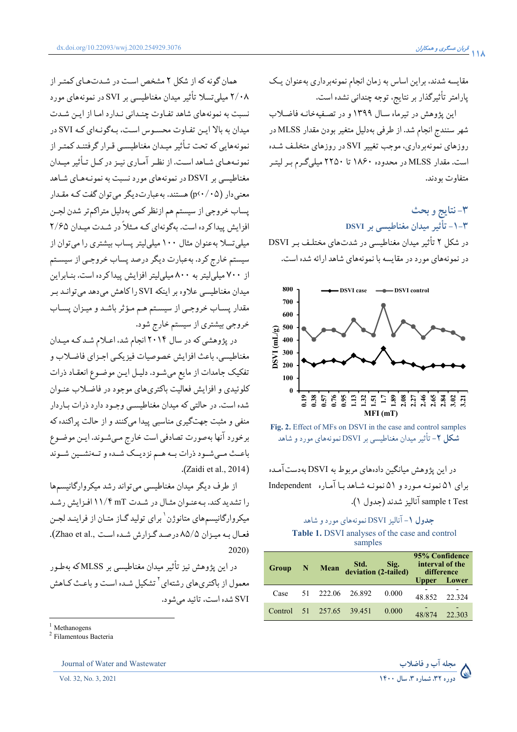مقایسه شدند، براین اساس به زمان انجام نمونه‌برداری به‌عنوان یک پارامتر تأثیرگذار بر نتایج، توجه چندانی نشده است.

این پژوهش در تیرماه سال ۱۳۹۹ و در تصفیه‌خانه فاضلاب شهر سنندج انجام شد. از طرفی به‌دلیل متغیر بودن مقدار MLSS در روزهای نمونه‌برداری، موجب تغییر SVI در روزهای مختلف شده است. مقدار MLSS در محدوده ۱۸۶۰ تا ۲۲۵۰ میلی‌گرم بر لیتر متفاوت بودند.

## ۳- نتایج و بحث

### ۳-۱- تأثیر میدان مغناطیسی بر DSVI

در شکل ۲ تأثیر میدان مغناطیسی در شدت‌های مختلف بر DSVI در نمونه‌های مورد در مقایسه با نمونه‌های شاهد ارائه شده است.

**Fig. 2.** Effect of MFs on DSVI in the case and control samples

**شکل ۲-** تأثیر میدان مغناطیسی بر DSVI نمونه‌های مورد و شاهد

در این پژوهش میانگین داده‌های مربوط به DSVI به‌دست‌آمده برای ۵۱ نمونه مورد و ۵۱ نمونه شاهد با آماره Independent sample t Test آنالیز شدند (جدول ۱).

**جدول ۱-** آنالیز DSVI نمونه‌های مورد و شاهد

**Table 1.** DSVI analyses of the case and control samples

| Group | N | Mean | Std. deviation | Sig. (2-tailed) | 95% Confidence interval of the difference | |
|---|---|---|---|---|---|---|
| | | | | | Upper | Lower |
| Case | 51 | 222.06 | 26.892 | 0.000 | -48.852 | -22.324 |
| Control | 51 | 257.65 | 39.451 | 0.000 | -48/874 | -22.303 |

همان‌گونه که از شکل ۲ مشخص است در شدت‌های کمتر از ۲/۰۸ میلی‌تسلا تأثیر میدان مغناطیسی بر SVI در نمونه‌های مورد نسبت به نمونه‌های شاهد تفاوت چندانی ندارد اما از این شدت میدان به بالا این تفاوت محسوس است، به‌گونه‌ای که SVI در نمونه‌هایی که تحت تأثیر میدان مغناطیسی قرار گرفتند کمتر از نمونه‌های شاهد است. از نظر آماری نیز در کل تأثیر میدان مغناطیسی بر DSVI در نمونه‌های مورد نسبت به نمونه‌های شاهد معنی‌دار (p<۰/۰۵) هستند. به‌عبارت‌دیگر می‌توان گفت که مقدار پساب خروجی از سیستم هم از نظر کمی به‌دلیل متراکم‌تر شدن لجن افزایش پیدا کرده است. به‌گونه‌ای که مثلاً در شدت میدان ۲/۶۵ میلی‌تسلا به‌عنوان مثال ۱۰۰ میلی‌لیتر پساب بیشتری را می‌توان از سیستم خارج کرد. به‌عبارت دیگر درصد پساب خروجی از سیستم از ۷۰۰ میلی‌لیتر به ۸۰۰ میلی‌لیتر افزایش پیدا کرده است. بنابراین میدان مغناطیسی علاوه بر اینکه SVI را کاهش می‌دهد می‌تواند بر مقدار پساب خروجی از سیستم هم مؤثر باشد و میزان پساب خروجی بیشتری از سیستم خارج شود.

در پژوهشی که در سال ۲۰۱۴ انجام شد، اعلام شد که میدان مغناطیسی، باعث افزایش خصوصیات فیزیکی اجزای فاضلاب و تفکیک جامدات از مایع می‌شود. دلیل این موضوع انعقاد ذرات کلوئیدی و افزایش فعالیت باکتری‌های موجود در فاضلاب عنوان شده است. در حالتی که میدان مغناطیسی وجود دارد ذرات باردار منفی و مثبت جهت‌گیری مناسبی پیدا می‌کنند و از حالت پراکنده که برخورد آنها به‌صورت تصادفی است خارج می‌شوند. این موضوع باعث می‌شود ذرات به هم نزدیک شده و ته‌نشین شوند (Zaidi et al., 2014).

از طرف دیگر میدان مغناطیسی می‌تواند رشد میکروارگانیسم‌ها را تشدید کند. به‌عنوان مثال در شدت ۱۱/۴ mT افزایش رشد میکروارگانیسم‌های متانوژن[1] برای تولید گاز متان از فرایند لجن فعال به میزان ۸۵/۵ درصد گزارش شده است (Zhao et al., 2020).

در این پژوهش نیز تأثیر میدان مغناطیسی بر MLSS که به‌طور معمول از باکتری‌های رشته‌ای[2] تشکیل شده است و باعث کاهش SVI شده است، تائید می‌شود.

[1] Methanogens
[2] Filamentous Bacteria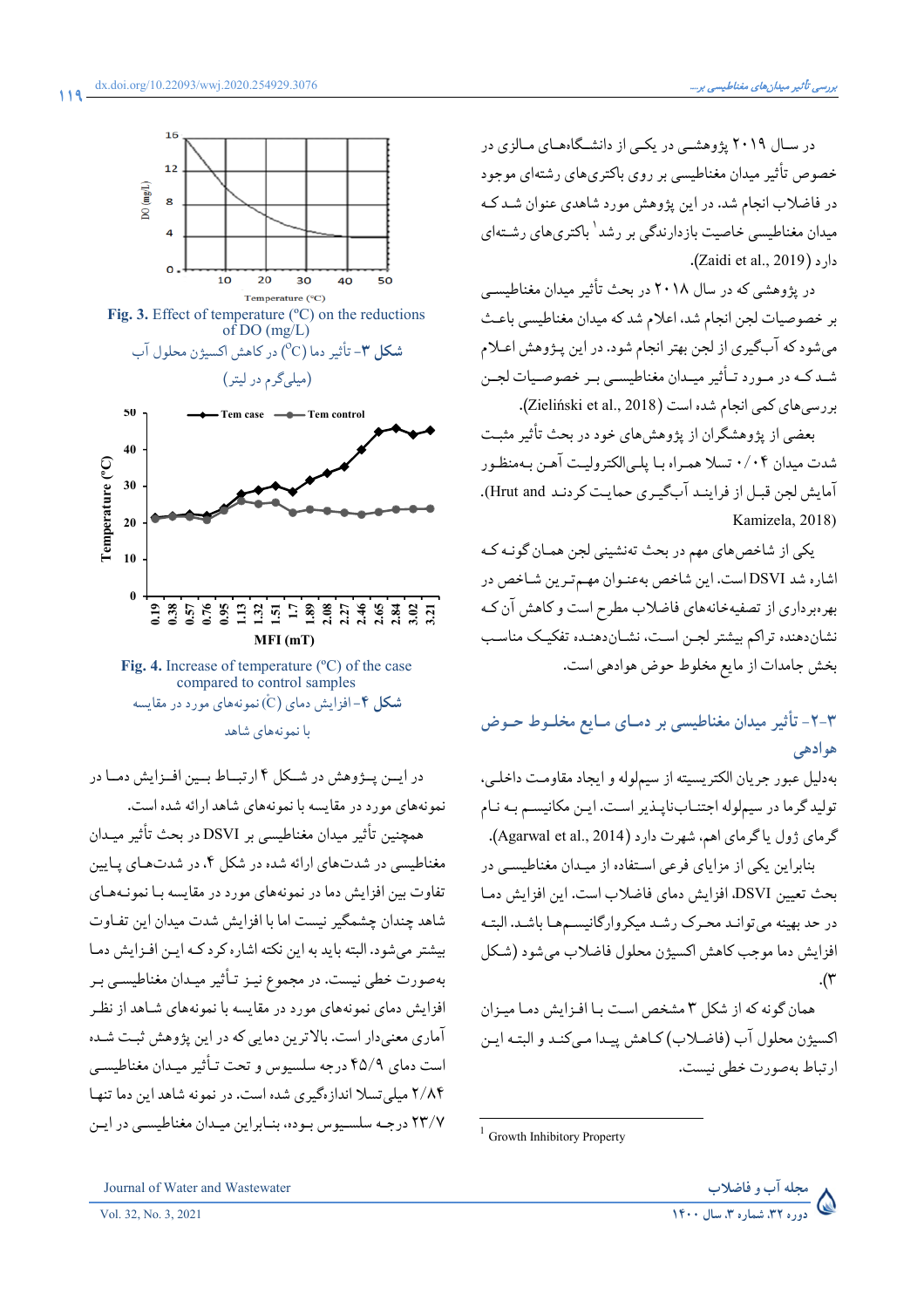در سال ۲۰۱۹ پژوهشی در یکی از دانشگاه‌های مالزی در خصوص تأثیر میدان مغناطیسی بر روی باکتری‌های رشته‌ای موجود در فاضلاب انجام شد. در این پژوهش مورد شاهدی عنوان شد که میدان مغناطیسی خاصیت بازدارندگی بر رشد[1] باکتری‌های رشته‌ای دارد (Zaidi et al., 2019).

در پژوهشی که در سال ۲۰۱۸ در بحث تأثیر میدان مغناطیسی بر خصوصیات لجن انجام شد، اعلام شد که میدان مغناطیسی باعث می‌شود که آب‌گیری از لجن بهتر انجام شود. در این پژوهش اعلام شد که در مورد تأثیر میدان مغناطیسی بر خصوصیات لجن بررسی‌های کمی انجام شده است (Zieliński et al., 2018).

بعضی از پژوهشگران از پژوهش‌های خود در بحث تأثیر مثبت شدت میدان ۰/۰۴ تسلا همراه با پلی‌الکترولیت آهن به‌منظور آمایش لجن قبل از فرایند آب‌گیری حمایت کردند (Hrut and Kamizela, 2018).

یکی از شاخص‌های مهم در بحث تهنشینی لجن همان گونه که اشاره شد DSVI است. این شاخص به‌عنوان مهم‌ترین شاخص در بهره‌برداری از تصفیه‌خانه‌های فاضلاب مطرح است و کاهش آن که نشان‌دهنده تراکم بیشتر لجن است، نشان‌دهنده تفکیک مناسب بخش جامدات از مایع مخلوط حوض هوادهی است.

## ۳-۲- تأثیر میدان مغناطیسی بر دمای مایع مخلوط حوض هوادهی

به‌دلیل عبور جریان الکتریسیته از سیم‌لوله و ایجاد مقاومت داخلی، تولید گرما در سیم‌لوله اجتناب‌ناپذیر است. این مکانیسم به نام گرمای ژول یا گرمای اهم، شهرت دارد (Agarwal et al., 2014).

بنابراین یکی از مزایای فرعی استفاده از میدان مغناطیسی در بحث تعیین DSVI، افزایش دمای فاضلاب است. این افزایش دما در حد بهینه می‌تواند محرک رشد میکروارگانیسم‌ها باشد. البته افزایش دما موجب کاهش اکسیژن محلول فاضلاب می‌شود (شکل ۳).

همان گونه که از شکل ۳ مشخص است با افزایش دما میزان اکسیژن محلول آب (فاضلاب) کاهش پیدا می‌کند و البته این ارتباط به‌صورت خطی نیست.

[1] Growth Inhibitory Property

Fig. 3. Effect of temperature (ºC) on the reductions of DO (mg/L)

شکل ۳- تأثیر دما (ºC) در کاهش اکسیژن محلول آب (میلی‌گرم در لیتر)

Fig. 4. Increase of temperature (ºC) of the case compared to control samples

شکل ۴- افزایش دمای (ºC) نمونه‌های مورد در مقایسه با نمونه‌های شاهد

در این پژوهش در شکل ۴ ارتباط بین افزایش دما در نمونه‌های مورد در مقایسه با نمونه‌های شاهد ارائه شده است.

همچنین تأثیر میدان مغناطیسی بر DSVI در بحث تأثیر میدان مغناطیسی در شدت‌های ارائه شده در شکل ۴، در شدت‌های پایین تفاوت بین افزایش دما در نمونه‌های مورد در مقایسه با نمونه‌های شاهد چندان چشمگیر نیست اما با افزایش شدت میدان این تفاوت بیشتر می‌شود. البته باید به این نکته اشاره کرد که این افزایش دما به‌صورت خطی نیست. در مجموع نیز تأثیر میدان مغناطیسی بر افزایش دمای نمونه‌های مورد در مقایسه با نمونه‌های شاهد از نظر آماری معنی‌دار است. بالاترین دمایی که در این پژوهش ثبت شده است دمای ۴۵/۹ درجه سلسیوس و تحت تأثیر میدان مغناطیسی ۲/۸۴ میلی‌تسلا اندازه‌گیری شده است. در نمونه شاهد این دما تنها ۲۳/۷ درجه سلسیوس بوده، بنابراین میدان مغناطیسی در این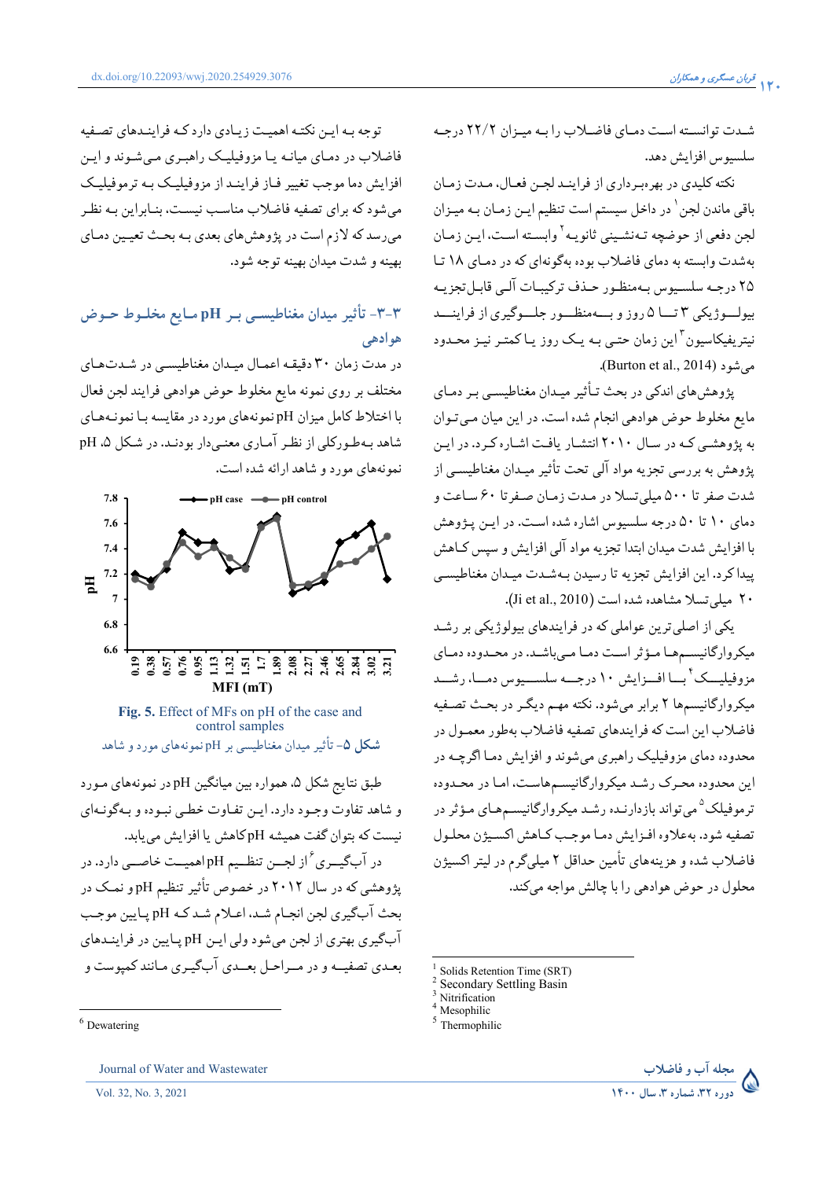شـدت توانسـته اسـت دمـای فاضـلاب را بـه میـزان ۲۲/۲ درجـه سلسیوس افزایش دهد.

نکته کلیدی در بهره‌برداری از فراینـد لجـن فعـال، مـدت زمـان باقی ماندن لجن[1] در داخل سیستم است تنظیم ایـن زمـان بـه میـزان لجن دفعی از حوضچه تـه‌نشـینی ثانویـه[2] وابسـته اسـت، ایـن زمـان به‌شدت وابسته به دمای فاضلاب بوده به‌گونه‌ای که در دمـای ۱۸ تـا ۲۵ درجـه سلسـیوس بـه‌منظـور حـذف ترکیبـات آلـی قابـل‌تجزیـه بیولـوژیکی ۳ تـا ۵ روز و بـه‌منظـور جلـوگیری از فراینـد نیتریفیکاسیون[3] این زمان حتـی بـه یـک روز یـا کمتـر نیـز محـدود می‌شود (Burton et al., 2014).

پژوهش‌های اندکی در بحث تـأثیر میـدان مغناطیسـی بـر دمـای مایع مخلوط حوض هوادهی انجام شده است. در این میان مـی‌تـوان به پژوهشـی کـه در سـال ۲۰۱۰ انتشـار یافـت اشـاره کـرد. در ایـن پژوهش به بررسی تجزیه مواد آلی تحت تأثیر میـدان مغناطیسـی از شدت صفر تا ۵۰۰ میلی‌تسلا در مـدت زمـان صـفرتا ۶۰ سـاعت و دمای ۱۰ تا ۵۰ درجه سلسیوس اشاره شده اسـت. در ایـن پـژوهش با افزایش شدت میدان ابتدا تجزیه مواد آلی افزایش و سپس کـاهش پیدا کرد. این افزایش تجزیه تا رسیدن بـه‌شـدت میـدان مغناطیسـی ۲۰ میلی‌تسلا مشاهده شده است (Ji et al., 2010).

یکی از اصلی‌ترین عواملی که در فرایندهای بیولوژیکی بر رشـد میکروارگانیسـم‌هـا مـؤثر اسـت دمـا مـی‌باشـد. در محـدوده دمـای مزوفیلیـک[4] بـا افـزایش ۱۰ درجـه سلسـیوس دمـا، رشـد میکروارگانیسم‌ها ۲ برابر می‌شود. نکته مهـم دیگـر در بحـث تصـفیه فاضلاب این است که فرایندهای تصفیه فاضلاب بـه‌طور معمـول در محدوده دمای مزوفیلیک راهبری می‌شوند و افزایش دمـا اگرچـه در این محدوده محـرک رشـد میکروارگانیسـم‌هاسـت، امـا در محـدوده ترموفیلک[5] می‌تواند بازدارنـده رشـد میکروارگانیسـم‌هـای مـؤثر در تصفیه شود. به‌علاوه افـزایش دمـا موجـب کـاهش اکسـیژن محلـول فاضلاب شده و هزینه‌های تأمین حداقل ۲ میلی‌گرم در لیتر اکسیژن محلول در حوض هوادهی را با چالش مواجه می‌کند.

توجه بـه ایـن نکتـه اهمیـت زیـادی دارد کـه فراینـدهای تصـفیه فاضلاب در دمـای میانـه یـا مزوفیلیـک راهبـری مـی‌شـوند و ایـن افزایش دما موجب تغییر فـاز فراینـد از مزوفیلیـک بـه ترموفیلیـک می‌شود که برای تصفیه فاضلاب مناسـب نیسـت، بنـابراین بـه نظـر می‌رسد که لازم است در پژوهش‌های بعدی بـه بحـث تعیـین دمـای بهینه و شدت میدان بهینه توجه شود.

## ۳-۳- تأثیر میدان مغناطیسـی بـر pH مـایع مخلـوط حـوض هوادهی

در مدت زمان ۳۰ دقیقـه اعمـال میـدان مغناطیسـی در شـدت‌هـای مختلف بر روی نمونه مایع مخلوط حوض هوادهی فرایند لجن فعال با اختلاط کامل میزان pH نمونه‌های مورد در مقایسه بـا نمونـه‌هـای شاهد بـه‌طـورکلی از نظـر آمـاری معنـی‌دار بودنـد. در شکل ۵، pH نمونه‌های مورد و شاهد ارائه شده است.

**Fig. 5.** Effect of MFs on pH of the case and control samples

**شکل ۵**- تأثیر میدان مغناطیسی بر pH نمونه‌های مورد و شاهد

طبق نتایج شکل ۵، همواره بین میانگین pH در نمونه‌های مـورد و شاهد تفاوت وجـود دارد. ایـن تفـاوت خطـی نبـوده و بـه‌گونـه‌ای نیست که بتوان گفت همیشه pH کاهش یا افزایش می‌یابد.

در آبگیـری[6] از لجـن تنظـیم pH اهمیـت خاصـی دارد. در پژوهشی که در سال ۲۰۱۲ در خصوص تأثیر تنظیم pH و نمـک در بحث آبگیری لجن انجـام شـد، اعـلام شـد کـه pH پـایین موجـب آبگیری بهتری از لجن می‌شود ولی ایـن pH پـایین در فراینـدهای بعـدی تصفیـه و در مـراحـل بعـدی آبگیـری مـانند کمپوست و

---

[1] Solids Retention Time (SRT)
[2] Secondary Settling Basin
[3] Nitrification
[4] Mesophilic
[5] Thermophilic
[6] Dewatering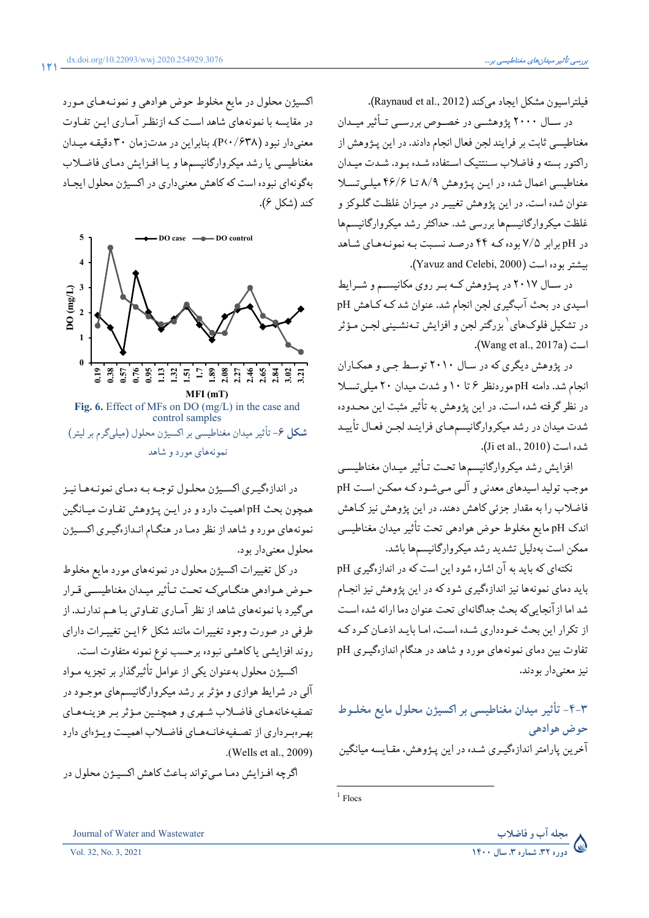فیلتراسیون مشکل ایجاد می‌کند (Raynaud et al., 2012).

در سال ۲۰۰۰ پژوهشی در خصوص بررسی تأثیر میدان مغناطیسی ثابت بر فرایند لجن فعال انجام دادند. در این پژوهش از راکتور بسته و فاضلاب سنتتیک استفاده شده بود. شدت میدان مغناطیسی اعمال شده در این پژوهش ۸/۹ تا ۴۶/۶ میلی‌تسلا عنوان شده است. در این پژوهش تغییر در میزان غلظت گلوکز و غلظت میکروارگانیسم‌ها بررسی شد. حداکثر رشد میکروارگانیسم‌ها در pH برابر ۷/۵ بوده که ۴۴ درصد نسبت به نمونه‌های شاهد بیشتر بوده است (Yavuz and Celebi, 2000).

در سال ۲۰۱۷ در پژوهش که بر روی مکانیسم و شرایط اسیدی در بحث آبگیری لجن انجام شد. عنوان شد که کاهش pH در تشکیل فلوک‌های[1] بزرگتر لجن و افزایش ته‌نشینی لجن مؤثر است (Wang et al., 2017a).

در پژوهش دیگری که در سال ۲۰۱۰ توسط جی و همکاران انجام شد. دامنه pH موردنظر ۶ تا ۱۰ و شدت میدان ۲۰ میلی‌تسلا در نظر گرفته شده است. در این پژوهش به تأثیر مثبت این محدوده شدت میدان در رشد میکروارگانیسم‌های فرایند لجن فعال تأیید شده است (Ji et al., 2010).

افزایش رشد میکروارگانیسم‌ها تحت تأثیر میدان مغناطیسی موجب تولید اسیدهای معدنی و آلی می‌شود که ممکن است pH فاضلاب را به مقدار جزئی کاهش دهند. در این پژوهش نیز کاهش اندک pH مایع مخلوط حوض هوادهی تحت تأثیر میدان مغناطیسی ممکن است به‌دلیل تشدید رشد میکروارگانیسم‌ها باشد.

نکته‌ای که باید به آن اشاره شود این است که در اندازه‌گیری pH باید دمای نمونه‌ها نیز اندازه‌گیری شود که در این پژوهش نیز انجام شد اما از آنجایی‌که بحث جداگانه‌ای تحت عنوان دما ارائه شده است از تکرار این بحث خودداری شده است، اما باید اذعان کرد که تفاوت بین دمای نمونه‌های مورد و شاهد در هنگام اندازه‌گیری pH نیز معنی‌دار بودند.

## ۳-۴- تأثیر میدان مغناطیسی بر اکسیژن محلول مایع مخلوط حوض هوادهی

آخرین پارامتر اندازه‌گیری شده در این پژوهش، مقایسه میانگین اکسیژن محلول در مایع مخلوط حوض هوادهی و نمونه‌های مورد در مقایسه با نمونه‌های شاهد است که ازنظر آماری این تفاوت معنی‌دار نبود (P<۰/۶۳۸). بنابراین در مدت‌زمان ۳۰ دقیقه میدان مغناطیسی با رشد میکروارگانیسم‌ها و یا افزایش دمای فاضلاب به‌گونه‌ای نبوده است که کاهش معنی‌داری در اکسیژن محلول ایجاد کند (شکل ۶).

**Fig. 6.** Effect of MFs on DO (mg/L) in the case and control samples

**شکل ۶**- تأثیر میدان مغناطیسی بر اکسیژن محلول (میلی‌گرم بر لیتر) نمونه‌های مورد و شاهد

در اندازه‌گیری اکسیژن محلول توجه به دمای نمونه‌ها نیز همچون بحث pH اهمیت دارد و در این پژوهش تفاوت میانگین نمونه‌های مورد و شاهد از نظر دما در هنگام اندازه‌گیری اکسیژن محلول معنی‌دار بود.

در کل تغییرات اکسیژن محلول در نمونه‌های مورد مایع مخلوط حوض هوادهی هنگامی‌که تحت تأثیر میدان مغناطیسی قرار می‌گیرد با نمونه‌های شاهد از نظر آماری تفاوتی با هم ندارند. از طرفی در صورت وجود تغییرات مانند شکل ۶ این تغییرات دارای روند افزایشی یا کاهشی نبوده برحسب نوع نمونه متفاوت است.

اکسیژن محلول به‌عنوان یکی از عوامل تأثیرگذار بر تجزیه مواد آلی در شرایط هوازی و مؤثر بر رشد میکروارگانیسم‌های موجود در تصفیه‌خانه‌های فاضلاب شهری و همچنین مؤثر بر هزینه‌های بهره‌برداری از تصفیه‌خانه‌های فاضلاب اهمیت ویژه‌ای دارد (Wells et al., 2009).

اگرچه افزایش دما می‌تواند باعث کاهش اکسیژن محلول در

[1] Flocs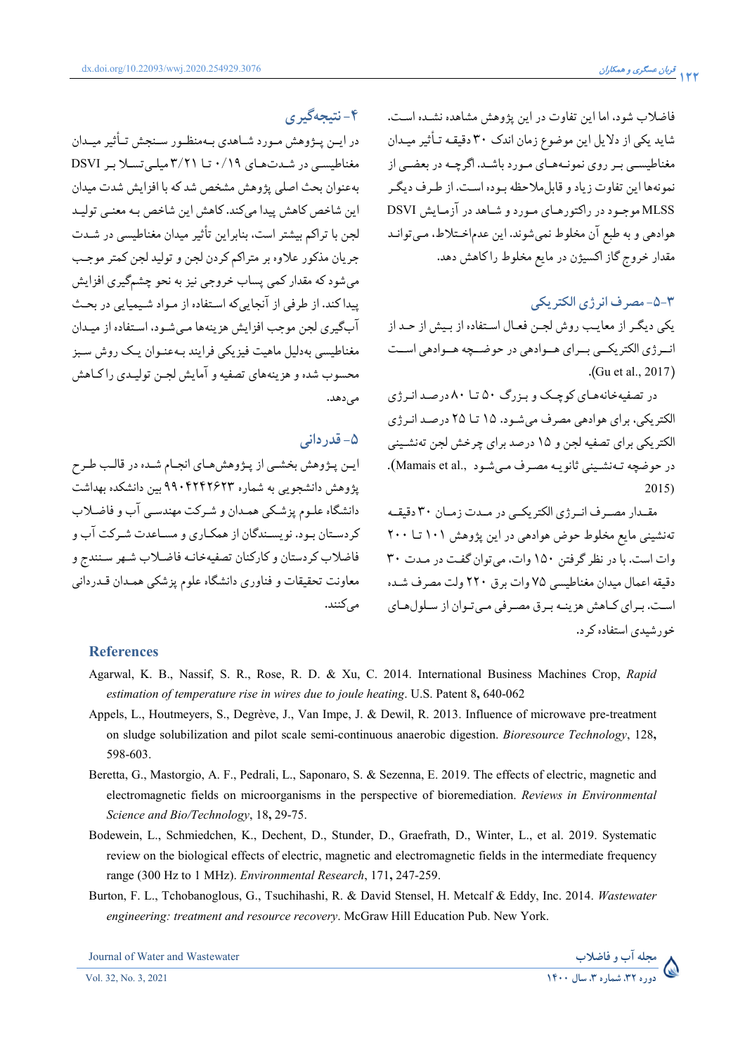فاضلاب شود، اما این تفاوت در این پژوهش مشاهده نشده است. شاید یکی از دلایل این موضوع زمان اندک ۳۰ دقیقه تأثیر میدان مغناطیسی بر روی نمونه‌های مورد باشد. اگرچه در بعضی از نمونه‌ها این تفاوت زیاد و قابل‌ملاحظه بوده است. از طرف دیگر MLSS موجود در راکتورهای مورد و شاهد در آزمایش DSVI هوادهی و به طبع آن مخلوط نمی‌شوند. این عدم‌اختلاط، می‌تواند مقدار خروج گاز اکسیژن در مایع مخلوط را کاهش دهد.

### ۳-۵- مصرف انرژی الکتریکی

یکی دیگر از معایب روش لجن فعال استفاده از بیش از حد از انرژی الکتریکی برای هوادهی در حوضچه هوادهی است (Gu et al., 2017).

در تصفیه‌خانه‌های کوچک و بزرگ ۵۰ تا ۸۰ درصد انرژی الکتریکی، برای هوادهی مصرف می‌شود. ۱۵ تا ۲۵ درصد انرژی الکتریکی برای تصفیه لجن و ۱۵ درصد برای چرخش لجن تهنشینی در حوضچه ته‌نشینی ثانویه مصرف می‌شود (Mamais et al., 2015)

مقدار مصرف انرژی الکتریکی در مدت زمان ۳۰ دقیقه ته‌نشینی مایع مخلوط حوض هوادهی در این پژوهش ۱۰۱ تا ۲۰۰ وات است. با در نظر گرفتن ۱۵۰ وات، می‌توان گفت در مدت ۳۰ دقیقه اعمال میدان مغناطیسی ۷۵ وات برق ۲۲۰ ولت مصرف شده است. برای کاهش هزینه برق مصرفی می‌توان از سلول‌های خورشیدی استفاده کرد.

## ۴- نتیجه‌گیری

در این پژوهش مورد شاهدی به‌منظور سنجش تأثیر میدان مغناطیسی در شدت‌های ۰/۱۹ تا ۳/۲۱ میلی‌تسلا بر DSVI به‌عنوان بحث اصلی پژوهش مشخص شد که با افزایش شدت میدان این شاخص کاهش پیدا می‌کند. کاهش این شاخص به معنی تولید لجن با تراکم بیشتر است، بنابراین تأثیر میدان مغناطیسی در شدت جریان مذکور علاوه بر متراکم کردن لجن و تولید لجن کمتر موجب می‌شود که مقدار کمی پساب خروجی نیز به نحو چشمگیری افزایش پیدا کند. از طرفی از آنجایی‌که استفاده از مواد شیمیایی در بحث آبگیری لجن موجب افزایش هزینه‌ها می‌شود، استفاده از میدان مغناطیسی به‌دلیل ماهیت فیزیکی فرایند به‌عنوان یک روش سبز محسوب شده و هزینه‌های تصفیه و آمایش لجن تولیدی را کاهش می‌دهد.

## ۵- قدردانی

این پژوهش بخشی از پژوهش‌های انجام شده در قالب طرح پژوهش دانشجویی به شماره ۹۹۰۴۲۴۲۶۲۳ بین دانشکده بهداشت دانشگاه علوم پزشکی همدان و شرکت مهندسی آب و فاضلاب کردستان بود. نویسندگان از همکاری و مساعدت شرکت آب و فاضلاب کردستان و کارکنان تصفیه‌خانه فاضلاب شهر سنندج و معاونت تحقیقات و فناوری دانشگاه علوم پزشکی همدان قدردانی می‌کنند.

## References

Agarwal, K. B., Nassif, S. R., Rose, R. D. & Xu, C. 2014. International Business Machines Crop, *Rapid estimation of temperature rise in wires due to joule heating*. U.S. Patent 8, 640-062

Appels, L., Houtmeyers, S., Degrève, J., Van Impe, J. & Dewil, R. 2013. Influence of microwave pre-treatment on sludge solubilization and pilot scale semi-continuous anaerobic digestion. *Bioresource Technology*, 128, 598-603.

Beretta, G., Mastorgio, A. F., Pedrali, L., Saponaro, S. & Sezenna, E. 2019. The effects of electric, magnetic and electromagnetic fields on microorganisms in the perspective of bioremediation. *Reviews in Environmental Science and Bio/Technology*, 18, 29-75.

Bodewein, L., Schmiedchen, K., Dechent, D., Stunder, D., Graefrath, D., Winter, L., et al. 2019. Systematic review on the biological effects of electric, magnetic and electromagnetic fields in the intermediate frequency range (300 Hz to 1 MHz). *Environmental Research*, 171, 247-259.

Burton, F. L., Tchobanoglous, G., Tsuchihashi, R. & David Stensel, H. Metcalf & Eddy, Inc. 2014. *Wastewater engineering: treatment and resource recovery*. McGraw Hill Education Pub. New York.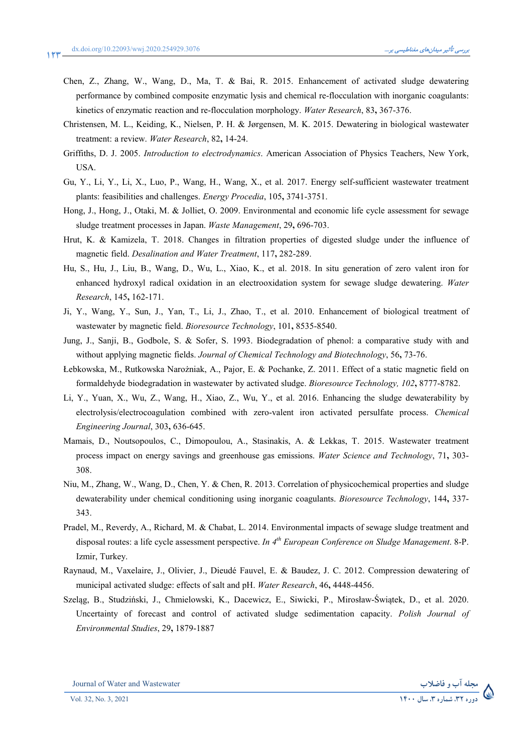Chen, Z., Zhang, W., Wang, D., Ma, T. & Bai, R. 2015. Enhancement of activated sludge dewatering performance by combined composite enzymatic lysis and chemical re-flocculation with inorganic coagulants: kinetics of enzymatic reaction and re-flocculation morphology. *Water Research*, 83**,** 367-376.

Christensen, M. L., Keiding, K., Nielsen, P. H. & Jørgensen, M. K. 2015. Dewatering in biological wastewater treatment: a review. *Water Research*, 82**,** 14-24.

Griffiths, D. J. 2005. *Introduction to electrodynamics*. American Association of Physics Teachers, New York, USA.

Gu, Y., Li, Y., Li, X., Luo, P., Wang, H., Wang, X., et al. 2017. Energy self-sufficient wastewater treatment plants: feasibilities and challenges. *Energy Procedia*, 105**,** 3741-3751.

Hong, J., Hong, J., Otaki, M. & Jolliet, O. 2009. Environmental and economic life cycle assessment for sewage sludge treatment processes in Japan. *Waste Management*, 29**,** 696-703.

Hrut, K. & Kamizela, T. 2018. Changes in filtration properties of digested sludge under the influence of magnetic field. *Desalination and Water Treatment*, 117**,** 282-289.

Hu, S., Hu, J., Liu, B., Wang, D., Wu, L., Xiao, K., et al. 2018. In situ generation of zero valent iron for enhanced hydroxyl radical oxidation in an electrooxidation system for sewage sludge dewatering. *Water Research*, 145**,** 162-171.

Ji, Y., Wang, Y., Sun, J., Yan, T., Li, J., Zhao, T., et al. 2010. Enhancement of biological treatment of wastewater by magnetic field. *Bioresource Technology*, 101**,** 8535-8540.

Jung, J., Sanji, B., Godbole, S. & Sofer, S. 1993. Biodegradation of phenol: a comparative study with and without applying magnetic fields. *Journal of Chemical Technology and Biotechnology*, 56**,** 73-76.

Łebkowska, M., Rutkowska Narożniak, A., Pajor, E. & Pochanke, Z. 2011. Effect of a static magnetic field on formaldehyde biodegradation in wastewater by activated sludge. *Bioresource Technology, 102***,** 8777-8782.

Li, Y., Yuan, X., Wu, Z., Wang, H., Xiao, Z., Wu, Y., et al. 2016. Enhancing the sludge dewaterability by electrolysis/electrocoagulation combined with zero-valent iron activated persulfate process. *Chemical Engineering Journal*, 303**,** 636-645.

Mamais, D., Noutsopoulos, C., Dimopoulou, A., Stasinakis, A. & Lekkas, T. 2015. Wastewater treatment process impact on energy savings and greenhouse gas emissions. *Water Science and Technology*, 71**,** 303-308.

Niu, M., Zhang, W., Wang, D., Chen, Y. & Chen, R. 2013. Correlation of physicochemical properties and sludge dewaterability under chemical conditioning using inorganic coagulants. *Bioresource Technology*, 144**,** 337-343.

Pradel, M., Reverdy, A., Richard, M. & Chabat, L. 2014. Environmental impacts of sewage sludge treatment and disposal routes: a life cycle assessment perspective. *In 4th European Conference on Sludge Management*. 8-P. Izmir, Turkey.

Raynaud, M., Vaxelaire, J., Olivier, J., Dieudé Fauvel, E. & Baudez, J. C. 2012. Compression dewatering of municipal activated sludge: effects of salt and pH. *Water Research*, 46**,** 4448-4456.

Szeląg, B., Studziński, J., Chmielowski, K., Dacewicz, E., Siwicki, P., Mirosław-Świątek, D., et al. 2020. Uncertainty of forecast and control of activated sludge sedimentation capacity. *Polish Journal of Environmental Studies*, 29**,** 1879-1887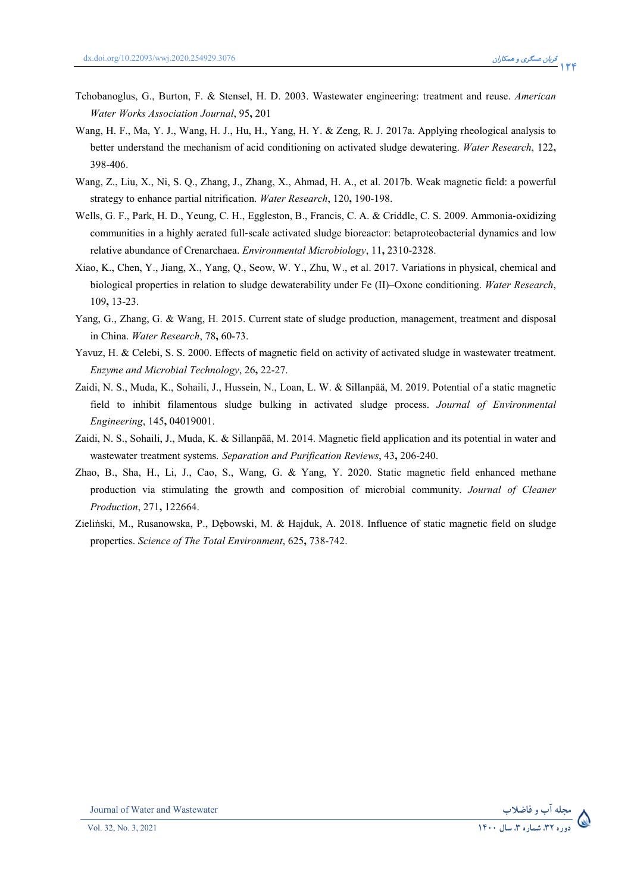Tchobanoglus, G., Burton, F. & Stensel, H. D. 2003. Wastewater engineering: treatment and reuse. *American Water Works Association Journal*, 95**,** 201

Wang, H. F., Ma, Y. J., Wang, H. J., Hu, H., Yang, H. Y. & Zeng, R. J. 2017a. Applying rheological analysis to better understand the mechanism of acid conditioning on activated sludge dewatering. *Water Research*, 122**,** 398-406.

Wang, Z., Liu, X., Ni, S. Q., Zhang, J., Zhang, X., Ahmad, H. A., et al. 2017b. Weak magnetic field: a powerful strategy to enhance partial nitrification. *Water Research*, 120**,** 190-198.

Wells, G. F., Park, H. D., Yeung, C. H., Eggleston, B., Francis, C. A. & Criddle, C. S. 2009. Ammonia-oxidizing communities in a highly aerated full-scale activated sludge bioreactor: betaproteobacterial dynamics and low relative abundance of Crenarchaea. *Environmental Microbiology*, 11**,** 2310-2328.

Xiao, K., Chen, Y., Jiang, X., Yang, Q., Seow, W. Y., Zhu, W., et al. 2017. Variations in physical, chemical and biological properties in relation to sludge dewaterability under Fe (II)–Oxone conditioning. *Water Research*, 109**,** 13-23.

Yang, G., Zhang, G. & Wang, H. 2015. Current state of sludge production, management, treatment and disposal in China. *Water Research*, 78**,** 60-73.

Yavuz, H. & Celebi, S. S. 2000. Effects of magnetic field on activity of activated sludge in wastewater treatment. *Enzyme and Microbial Technology*, 26**,** 22-27.

Zaidi, N. S., Muda, K., Sohaili, J., Hussein, N., Loan, L. W. & Sillanpää, M. 2019. Potential of a static magnetic field to inhibit filamentous sludge bulking in activated sludge process. *Journal of Environmental Engineering*, 145**,** 04019001.

Zaidi, N. S., Sohaili, J., Muda, K. & Sillanpää, M. 2014. Magnetic field application and its potential in water and wastewater treatment systems. *Separation and Purification Reviews*, 43**,** 206-240.

Zhao, B., Sha, H., Li, J., Cao, S., Wang, G. & Yang, Y. 2020. Static magnetic field enhanced methane production via stimulating the growth and composition of microbial community. *Journal of Cleaner Production*, 271**,** 122664.

Zieliński, M., Rusanowska, P., Dębowski, M. & Hajduk, A. 2018. Influence of static magnetic field on sludge properties. *Science of The Total Environment*, 625**,** 738-742.